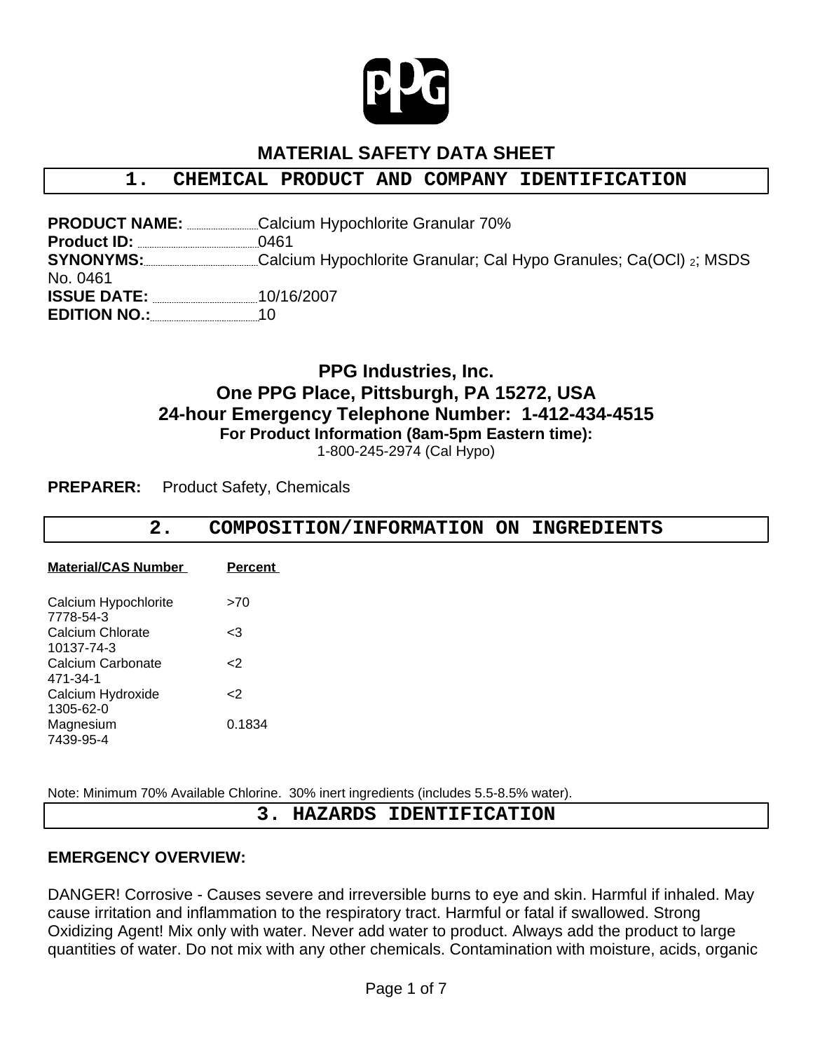# MATERIAL SAFETY DATA SHEET

## 1. CHEMICAL PRODUCT AND COMPANY IDENTIFICATION

**PRODUCT NAME:** Calcium Hypochlorite Granular 70%
**Product ID:** 0461
**SYNONYMS:** Calcium Hypochlorite Granular; Cal Hypo Granules; $Ca(OCl)_2$; MSDS No. 0461
**ISSUE DATE:** 10/16/2007
**EDITION NO.:** 10

**PPG Industries, Inc.**
**One PPG Place, Pittsburgh, PA 15272, USA**
**24-hour Emergency Telephone Number: 1-412-434-4515**
**For Product Information (8am-5pm Eastern time):**
1-800-245-2974 (Cal Hypo)

**PREPARER:** Product Safety, Chemicals

## 2. COMPOSITION/INFORMATION ON INGREDIENTS

| Material/CAS Number | Percent |
|---|---|
| Calcium Hypochlorite 7778-54-3 | >70 |
| Calcium Chlorate 10137-74-3 | <3 |
| Calcium Carbonate 471-34-1 | <2 |
| Calcium Hydroxide 1305-62-0 | <2 |
| Magnesium 7439-95-4 | 0.1834 |

Note: Minimum 70% Available Chlorine. 30% inert ingredients (includes 5.5-8.5% water).

## 3. HAZARDS IDENTIFICATION

**EMERGENCY OVERVIEW:**

DANGER! Corrosive - Causes severe and irreversible burns to eye and skin. Harmful if inhaled. May cause irritation and inflammation to the respiratory tract. Harmful or fatal if swallowed. Strong Oxidizing Agent! Mix only with water. Never add water to product. Always add the product to large quantities of water. Do not mix with any other chemicals. Contamination with moisture, acids, organic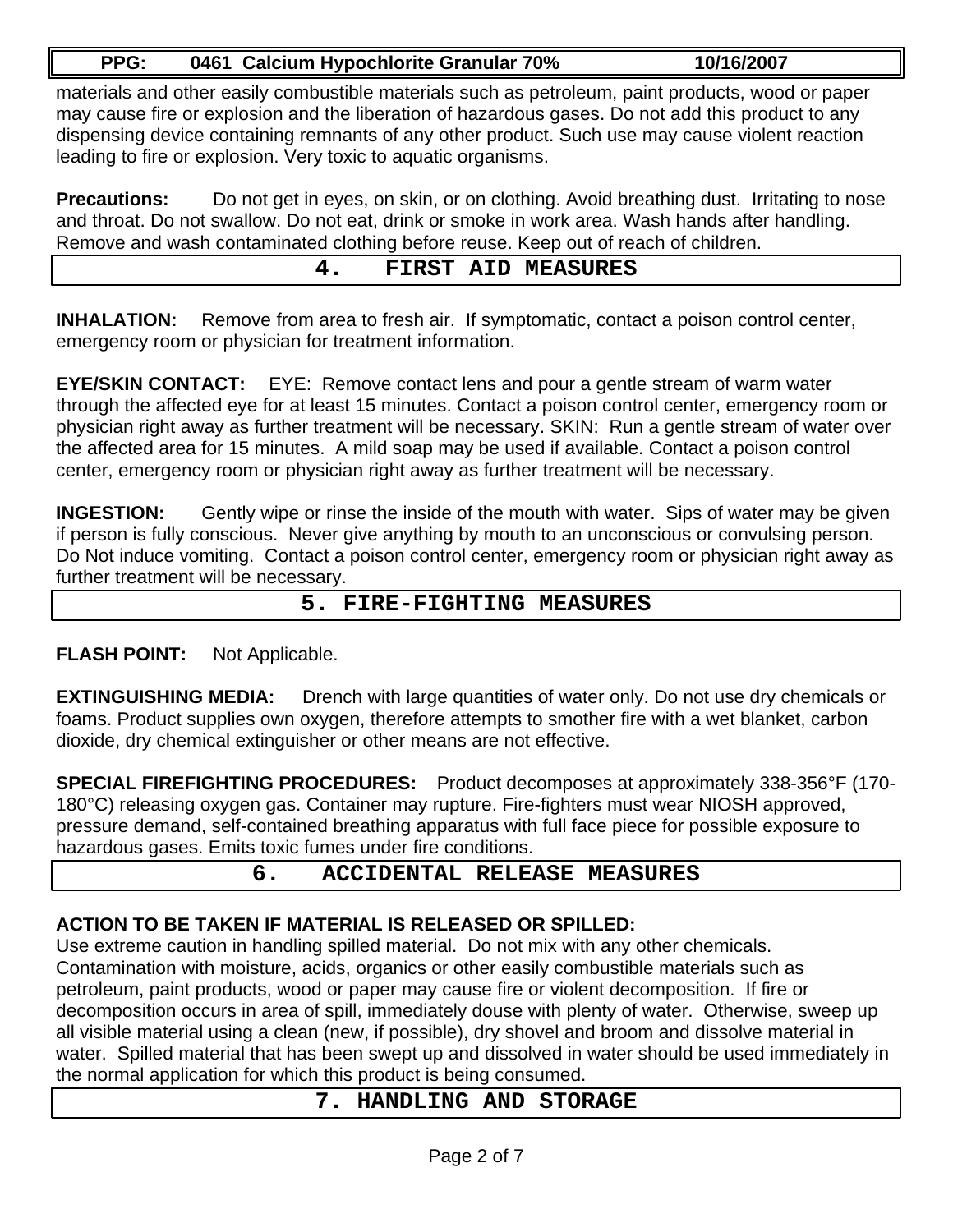materials and other easily combustible materials such as petroleum, paint products, wood or paper may cause fire or explosion and the liberation of hazardous gases. Do not add this product to any dispensing device containing remnants of any other product. Such use may cause violent reaction leading to fire or explosion. Very toxic to aquatic organisms.

**Precautions:** Do not get in eyes, on skin, or on clothing. Avoid breathing dust. Irritating to nose and throat. Do not swallow. Do not eat, drink or smoke in work area. Wash hands after handling. Remove and wash contaminated clothing before reuse. Keep out of reach of children.

## 4. FIRST AID MEASURES

**INHALATION:** Remove from area to fresh air. If symptomatic, contact a poison control center, emergency room or physician for treatment information.

**EYE/SKIN CONTACT:** EYE: Remove contact lens and pour a gentle stream of warm water through the affected eye for at least 15 minutes. Contact a poison control center, emergency room or physician right away as further treatment will be necessary. SKIN: Run a gentle stream of water over the affected area for 15 minutes. A mild soap may be used if available. Contact a poison control center, emergency room or physician right away as further treatment will be necessary.

**INGESTION:** Gently wipe or rinse the inside of the mouth with water. Sips of water may be given if person is fully conscious. Never give anything by mouth to an unconscious or convulsing person. Do Not induce vomiting. Contact a poison control center, emergency room or physician right away as further treatment will be necessary.

## 5. FIRE-FIGHTING MEASURES

**FLASH POINT:** Not Applicable.

**EXTINGUISHING MEDIA:** Drench with large quantities of water only. Do not use dry chemicals or foams. Product supplies own oxygen, therefore attempts to smother fire with a wet blanket, carbon dioxide, dry chemical extinguisher or other means are not effective.

**SPECIAL FIREFIGHTING PROCEDURES:** Product decomposes at approximately 338-356°F (170-180°C) releasing oxygen gas. Container may rupture. Fire-fighters must wear NIOSH approved, pressure demand, self-contained breathing apparatus with full face piece for possible exposure to hazardous gases. Emits toxic fumes under fire conditions.

## 6. ACCIDENTAL RELEASE MEASURES

**ACTION TO BE TAKEN IF MATERIAL IS RELEASED OR SPILLED:**

Use extreme caution in handling spilled material. Do not mix with any other chemicals. Contamination with moisture, acids, organics or other easily combustible materials such as petroleum, paint products, wood or paper may cause fire or violent decomposition. If fire or decomposition occurs in area of spill, immediately douse with plenty of water. Otherwise, sweep up all visible material using a clean (new, if possible), dry shovel and broom and dissolve material in water. Spilled material that has been swept up and dissolved in water should be used immediately in the normal application for which this product is being consumed.

## 7. HANDLING AND STORAGE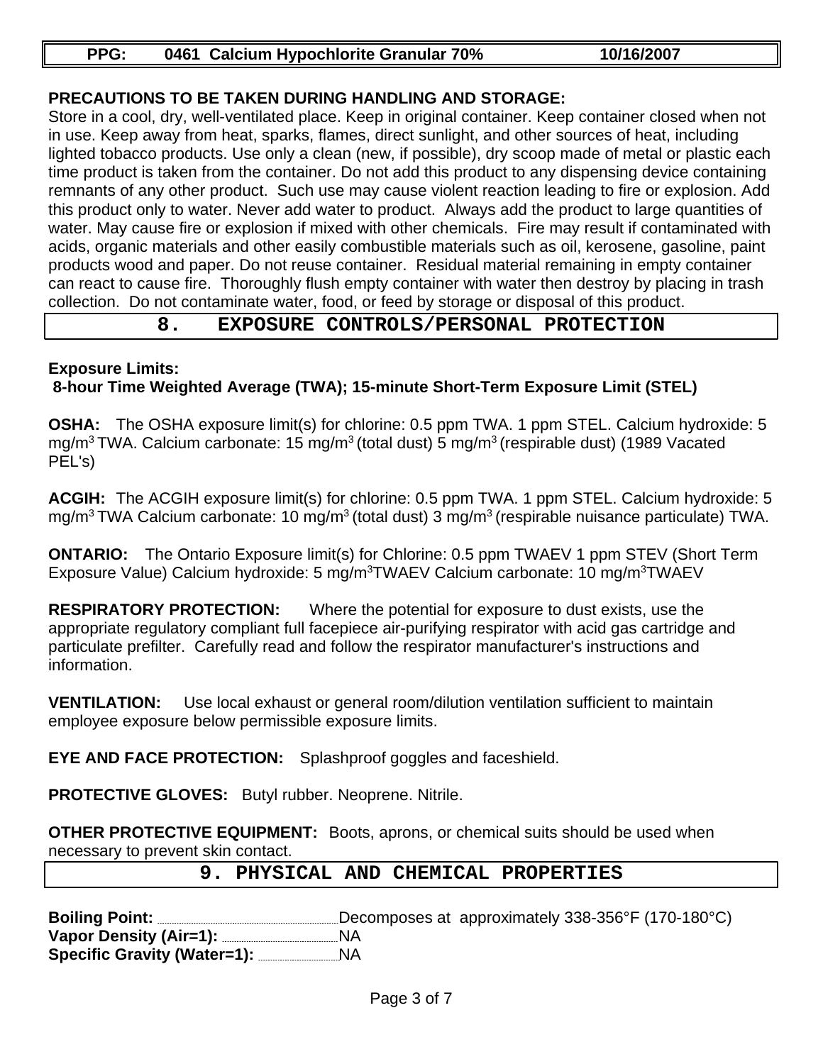**PRECAUTIONS TO BE TAKEN DURING HANDLING AND STORAGE:**
Store in a cool, dry, well-ventilated place. Keep in original container. Keep container closed when not in use. Keep away from heat, sparks, flames, direct sunlight, and other sources of heat, including lighted tobacco products. Use only a clean (new, if possible), dry scoop made of metal or plastic each time product is taken from the container. Do not add this product to any dispensing device containing remnants of any other product. Such use may cause violent reaction leading to fire or explosion. Add this product only to water. Never add water to product. Always add the product to large quantities of water. May cause fire or explosion if mixed with other chemicals. Fire may result if contaminated with acids, organic materials and other easily combustible materials such as oil, kerosene, gasoline, paint products wood and paper. Do not reuse container. Residual material remaining in empty container can react to cause fire. Thoroughly flush empty container with water then destroy by placing in trash collection. Do not contaminate water, food, or feed by storage or disposal of this product.

## 8. EXPOSURE CONTROLS/PERSONAL PROTECTION

**Exposure Limits:**
**8-hour Time Weighted Average (TWA); 15-minute Short-Term Exposure Limit (STEL)**

**OSHA:** The OSHA exposure limit(s) for chlorine: 0.5 ppm TWA. 1 ppm STEL. Calcium hydroxide: 5 $mg/m^3$ TWA. Calcium carbonate: 15 $mg/m^3$ (total dust) 5 $mg/m^3$ (respirable dust) (1989 Vacated PEL's)

**ACGIH:** The ACGIH exposure limit(s) for chlorine: 0.5 ppm TWA. 1 ppm STEL. Calcium hydroxide: 5 $mg/m^3$ TWA Calcium carbonate: 10 $mg/m^3$ (total dust) 3 $mg/m^3$ (respirable nuisance particulate) TWA.

**ONTARIO:** The Ontario Exposure limit(s) for Chlorine: 0.5 ppm TWAEV 1 ppm STEV (Short Term Exposure Value) Calcium hydroxide: 5 $mg/m^3$TWAEV Calcium carbonate: 10 $mg/m^3$TWAEV

**RESPIRATORY PROTECTION:** Where the potential for exposure to dust exists, use the appropriate regulatory compliant full facepiece air-purifying respirator with acid gas cartridge and particulate prefilter. Carefully read and follow the respirator manufacturer's instructions and information.

**VENTILATION:** Use local exhaust or general room/dilution ventilation sufficient to maintain employee exposure below permissible exposure limits.

**EYE AND FACE PROTECTION:** Splashproof goggles and faceshield.

**PROTECTIVE GLOVES:** Butyl rubber. Neoprene. Nitrile.

**OTHER PROTECTIVE EQUIPMENT:** Boots, aprons, or chemical suits should be used when necessary to prevent skin contact.

## 9. PHYSICAL AND CHEMICAL PROPERTIES

**Boiling Point:** ........ Decomposes at approximately 338-356°F (170-180°C)
**Vapor Density (Air=1):** ........ NA
**Specific Gravity (Water=1):** ........ NA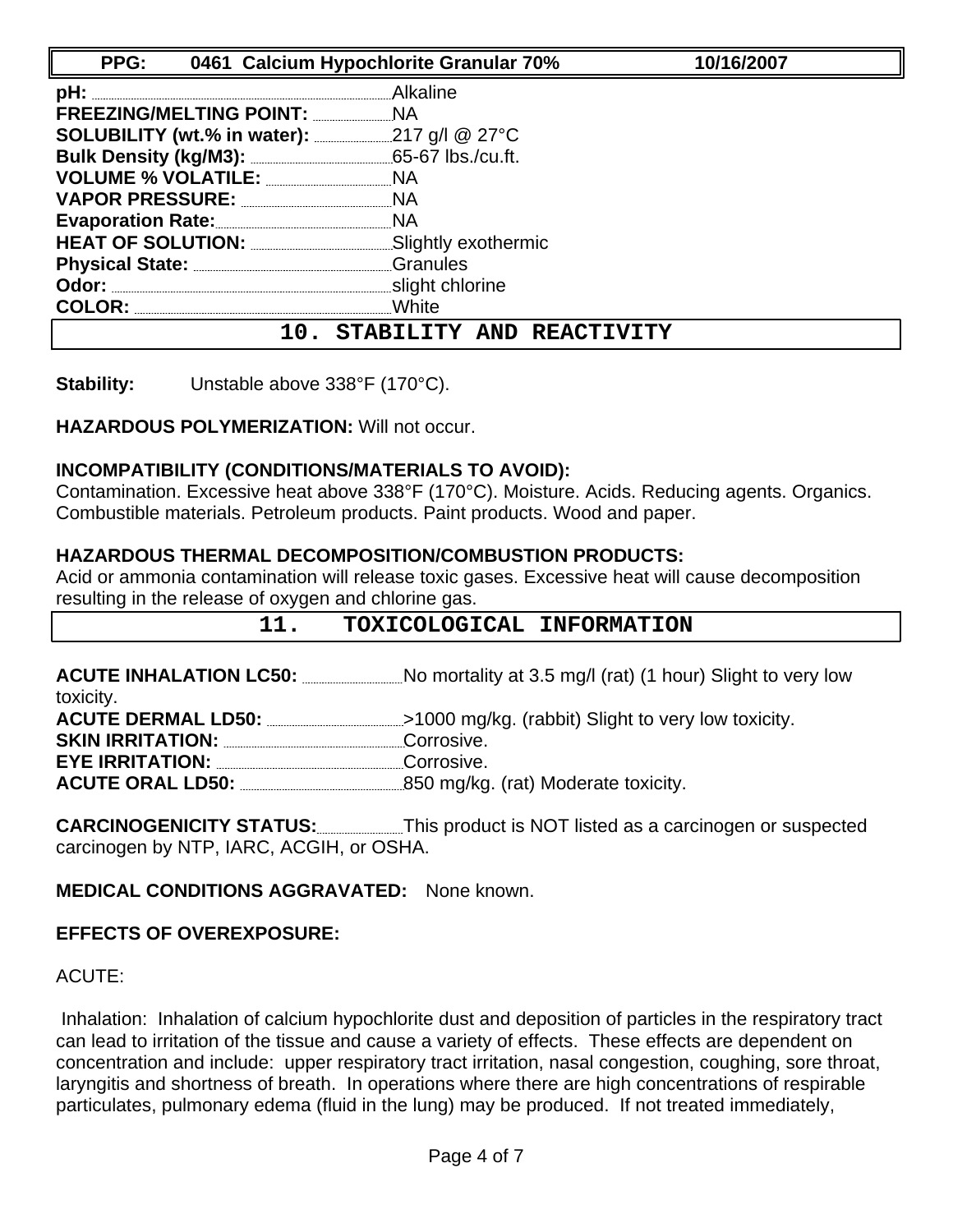**pH:** Alkaline
**FREEZING/MELTING POINT:** NA
**SOLUBILITY (wt.% in water):** 217 g/l @ 27°C
**Bulk Density (kg/M3):** 65-67 lbs./cu.ft.
**VOLUME % VOLATILE:** NA
**VAPOR PRESSURE:** NA
**Evaporation Rate:** NA
**HEAT OF SOLUTION:** Slightly exothermic
**Physical State:** Granules
**Odor:** slight chlorine
**COLOR:** White

## 10. STABILITY AND REACTIVITY

**Stability:** Unstable above 338°F (170°C).

**HAZARDOUS POLYMERIZATION:** Will not occur.

**INCOMPATIBILITY (CONDITIONS/MATERIALS TO AVOID):**
Contamination. Excessive heat above 338°F (170°C). Moisture. Acids. Reducing agents. Organics. Combustible materials. Petroleum products. Paint products. Wood and paper.

**HAZARDOUS THERMAL DECOMPOSITION/COMBUSTION PRODUCTS:**
Acid or ammonia contamination will release toxic gases. Excessive heat will cause decomposition resulting in the release of oxygen and chlorine gas.

## 11. TOXICOLOGICAL INFORMATION

**ACUTE INHALATION LC50:** No mortality at 3.5 mg/l (rat) (1 hour) Slight to very low toxicity.
**ACUTE DERMAL LD50:** >1000 mg/kg. (rabbit) Slight to very low toxicity.
**SKIN IRRITATION:** Corrosive.
**EYE IRRITATION:** Corrosive.
**ACUTE ORAL LD50:** 850 mg/kg. (rat) Moderate toxicity.

**CARCINOGENICITY STATUS:** This product is NOT listed as a carcinogen or suspected carcinogen by NTP, IARC, ACGIH, or OSHA.

**MEDICAL CONDITIONS AGGRAVATED:** None known.

**EFFECTS OF OVEREXPOSURE:**

ACUTE:

Inhalation: Inhalation of calcium hypochlorite dust and deposition of particles in the respiratory tract can lead to irritation of the tissue and cause a variety of effects. These effects are dependent on concentration and include: upper respiratory tract irritation, nasal congestion, coughing, sore throat, laryngitis and shortness of breath. In operations where there are high concentrations of respirable particulates, pulmonary edema (fluid in the lung) may be produced. If not treated immediately,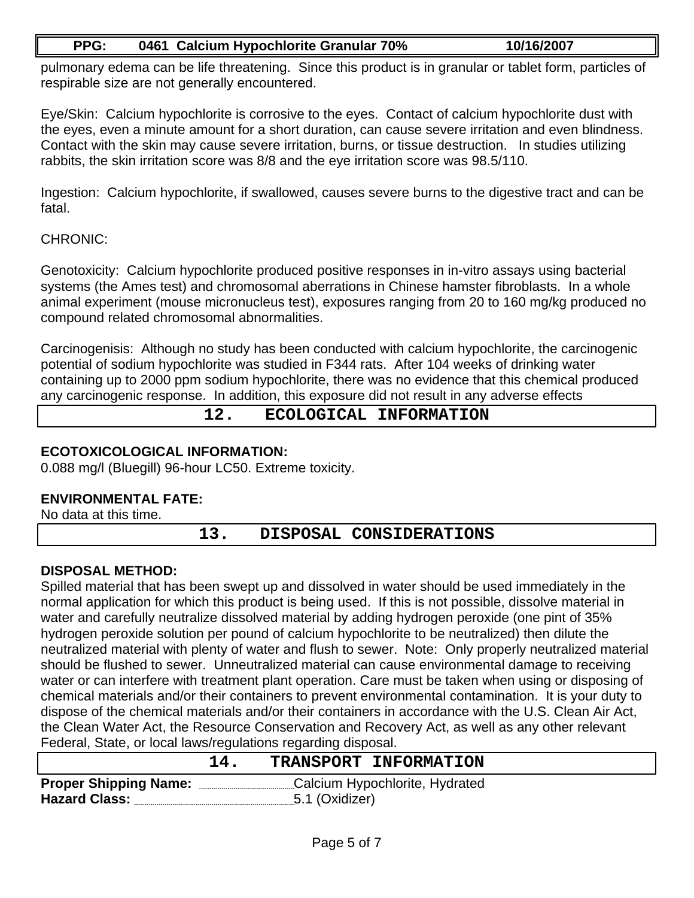pulmonary edema can be life threatening. Since this product is in granular or tablet form, particles of respirable size are not generally encountered.

Eye/Skin: Calcium hypochlorite is corrosive to the eyes. Contact of calcium hypochlorite dust with the eyes, even a minute amount for a short duration, can cause severe irritation and even blindness. Contact with the skin may cause severe irritation, burns, or tissue destruction. In studies utilizing rabbits, the skin irritation score was 8/8 and the eye irritation score was 98.5/110.

Ingestion: Calcium hypochlorite, if swallowed, causes severe burns to the digestive tract and can be fatal.

CHRONIC:

Genotoxicity: Calcium hypochlorite produced positive responses in in-vitro assays using bacterial systems (the Ames test) and chromosomal aberrations in Chinese hamster fibroblasts. In a whole animal experiment (mouse micronucleus test), exposures ranging from 20 to 160 mg/kg produced no compound related chromosomal abnormalities.

Carcinogenisis: Although no study has been conducted with calcium hypochlorite, the carcinogenic potential of sodium hypochlorite was studied in F344 rats. After 104 weeks of drinking water containing up to 2000 ppm sodium hypochlorite, there was no evidence that this chemical produced any carcinogenic response. In addition, this exposure did not result in any adverse effects

## 12. ECOLOGICAL INFORMATION

**ECOTOXICOLOGICAL INFORMATION:**
0.088 mg/l (Bluegill) 96-hour LC50. Extreme toxicity.

**ENVIRONMENTAL FATE:**
No data at this time.

## 13. DISPOSAL CONSIDERATIONS

**DISPOSAL METHOD:**
Spilled material that has been swept up and dissolved in water should be used immediately in the normal application for which this product is being used. If this is not possible, dissolve material in water and carefully neutralize dissolved material by adding hydrogen peroxide (one pint of 35% hydrogen peroxide solution per pound of calcium hypochlorite to be neutralized) then dilute the neutralized material with plenty of water and flush to sewer. Note: Only properly neutralized material should be flushed to sewer. Unneutralized material can cause environmental damage to receiving water or can interfere with treatment plant operation. Care must be taken when using or disposing of chemical materials and/or their containers to prevent environmental contamination. It is your duty to dispose of the chemical materials and/or their containers in accordance with the U.S. Clean Air Act, the Clean Water Act, the Resource Conservation and Recovery Act, as well as any other relevant Federal, State, or local laws/regulations regarding disposal.

## 14. TRANSPORT INFORMATION

**Proper Shipping Name:** Calcium Hypochlorite, Hydrated
**Hazard Class:** 5.1 (Oxidizer)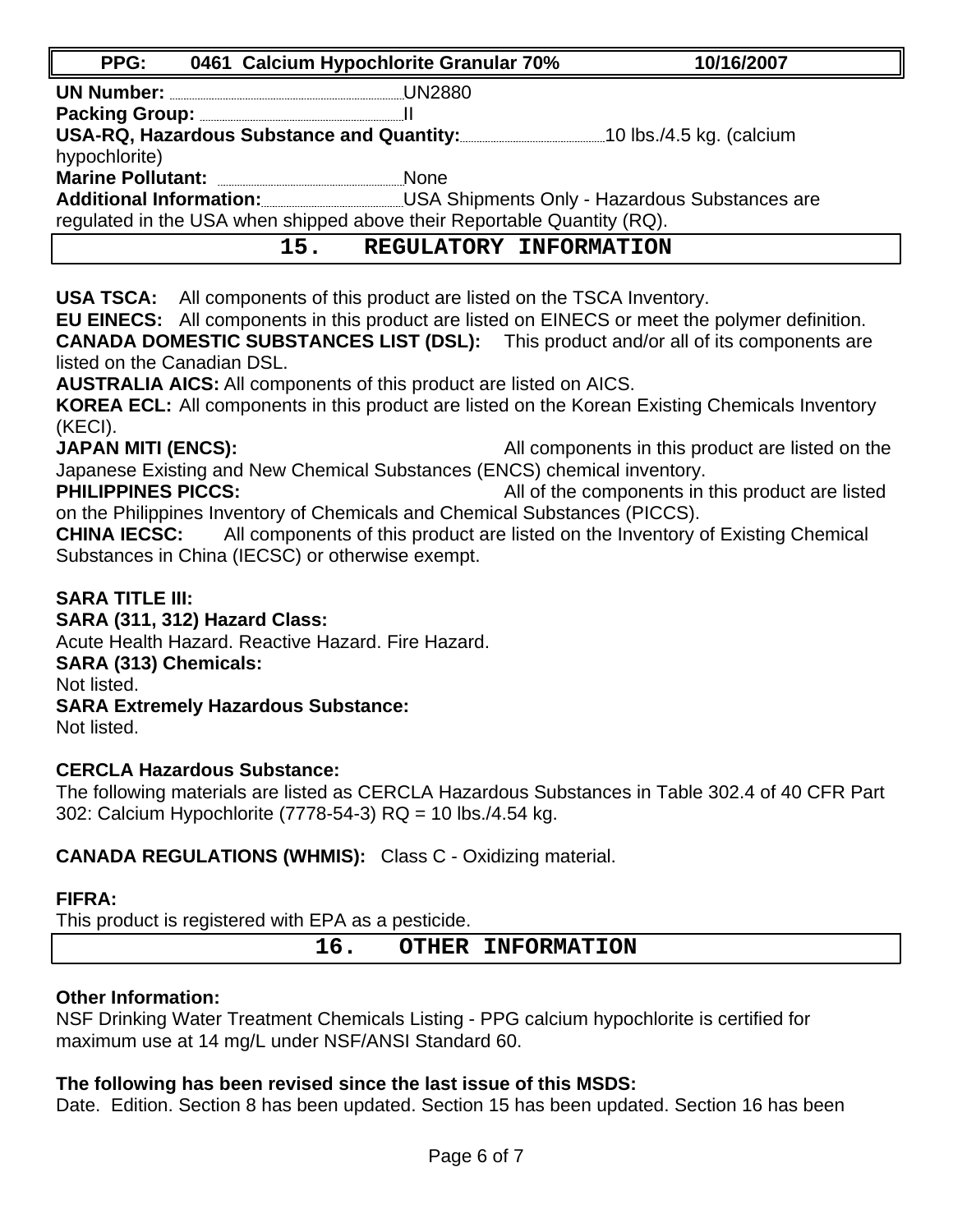**UN Number:** UN2880
**Packing Group:** II
**USA-RQ, Hazardous Substance and Quantity:** 10 lbs./4.5 kg. (calcium hypochlorite)
**Marine Pollutant:** None
**Additional Information:** USA Shipments Only - Hazardous Substances are regulated in the USA when shipped above their Reportable Quantity (RQ).

## 15. REGULATORY INFORMATION

**USA TSCA:** All components of this product are listed on the TSCA Inventory.
**EU EINECS:** All components in this product are listed on EINECS or meet the polymer definition.
**CANADA DOMESTIC SUBSTANCES LIST (DSL):** This product and/or all of its components are listed on the Canadian DSL.
**AUSTRALIA AICS:** All components of this product are listed on AICS.
**KOREA ECL:** All components in this product are listed on the Korean Existing Chemicals Inventory (KECI).
**JAPAN MITI (ENCS):** All components in this product are listed on the Japanese Existing and New Chemical Substances (ENCS) chemical inventory.
**PHILIPPINES PICCS:** All of the components in this product are listed on the Philippines Inventory of Chemicals and Chemical Substances (PICCS).
**CHINA IECSC:** All components of this product are listed on the Inventory of Existing Chemical Substances in China (IECSC) or otherwise exempt.

**SARA TITLE III:**
**SARA (311, 312) Hazard Class:**
Acute Health Hazard. Reactive Hazard. Fire Hazard.
**SARA (313) Chemicals:**
Not listed.
**SARA Extremely Hazardous Substance:**
Not listed.

**CERCLA Hazardous Substance:**
The following materials are listed as CERCLA Hazardous Substances in Table 302.4 of 40 CFR Part 302: Calcium Hypochlorite (7778-54-3) RQ = 10 lbs./4.54 kg.

**CANADA REGULATIONS (WHMIS):** Class C - Oxidizing material.

**FIFRA:**
This product is registered with EPA as a pesticide.

## 16. OTHER INFORMATION

**Other Information:**
NSF Drinking Water Treatment Chemicals Listing - PPG calcium hypochlorite is certified for maximum use at 14 mg/L under NSF/ANSI Standard 60.

**The following has been revised since the last issue of this MSDS:**
Date. Edition. Section 8 has been updated. Section 15 has been updated. Section 16 has been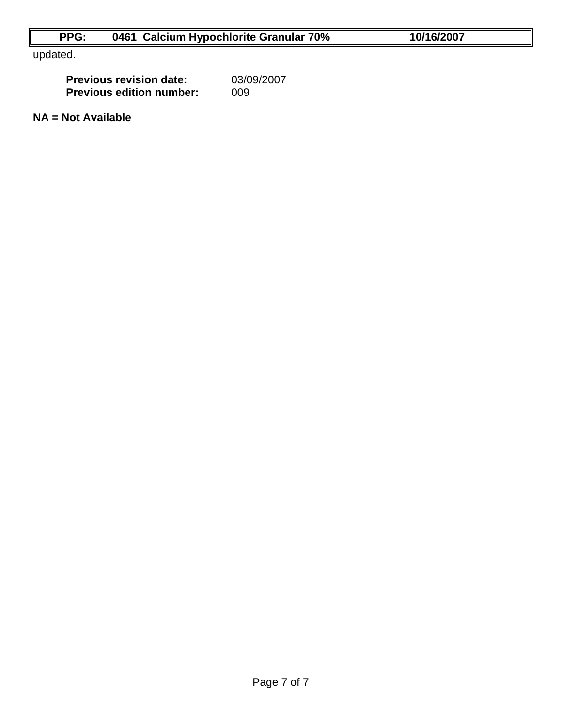updated.

**Previous revision date:** 03/09/2007
**Previous edition number:** 009

**NA = Not Available**